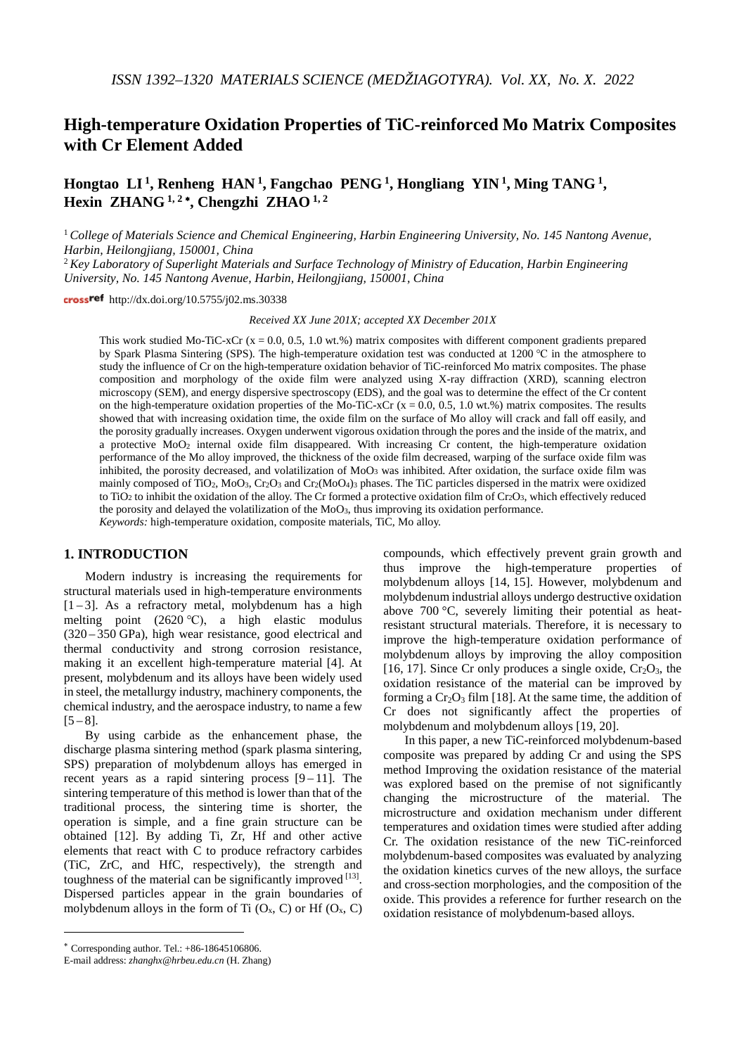# High-temperature Oxidation Properties of TiC-reinforced Mo Matrix Composites with Cr Element Added

**Hongtao LI [1], Renheng HAN [1], Fangchao PENG [1], Hongliang YIN [1], Ming TANG [1], Hexin ZHANG [1,2]*, Chengzhi ZHAO [1,2]**

[1] *College of Materials Science and Chemical Engineering, Harbin Engineering University, No. 145 Nantong Avenue, Harbin, Heilongjiang, 150001, China*

[2] *Key Laboratory of Superlight Materials and Surface Technology of Ministry of Education, Harbin Engineering University, No. 145 Nantong Avenue, Harbin, Heilongjiang, 150001, China*

crossref http://dx.doi.org/10.5755/j02.ms.30338

*Received XX June 201X; accepted XX December 201X*

This work studied Mo-TiC-xCr (x = 0.0, 0.5, 1.0 wt.%) matrix composites with different component gradients prepared by Spark Plasma Sintering (SPS). The high-temperature oxidation test was conducted at 1200 ℃ in the atmosphere to study the influence of Cr on the high-temperature oxidation behavior of TiC-reinforced Mo matrix composites. The phase composition and morphology of the oxide film were analyzed using X-ray diffraction (XRD), scanning electron microscopy (SEM), and energy dispersive spectroscopy (EDS), and the goal was to determine the effect of the Cr content on the high-temperature oxidation properties of the Mo-TiC-xCr (x = 0.0, 0.5, 1.0 wt.%) matrix composites. The results showed that with increasing oxidation time, the oxide film on the surface of Mo alloy will crack and fall off easily, and the porosity gradually increases. Oxygen underwent vigorous oxidation through the pores and the inside of the matrix, and a protective $MoO_2$ internal oxide film disappeared. With increasing Cr content, the high-temperature oxidation performance of the Mo alloy improved, the thickness of the oxide film decreased, warping of the surface oxide film was inhibited, the porosity decreased, and volatilization of $MoO_3$ was inhibited. After oxidation, the surface oxide film was mainly composed of $TiO_2$, $MoO_3$, $Cr_2O_3$ and $Cr_2(MoO_4)_3$ phases. The TiC particles dispersed in the matrix were oxidized to $TiO_2$ to inhibit the oxidation of the alloy. The Cr formed a protective oxidation film of $Cr_2O_3$, which effectively reduced the porosity and delayed the volatilization of the $MoO_3$, thus improving its oxidation performance.

*Keywords:* high-temperature oxidation, composite materials, TiC, Mo alloy.

## 1. INTRODUCTION

Modern industry is increasing the requirements for structural materials used in high-temperature environments [1–3]. As a refractory metal, molybdenum has a high melting point (2620 ℃), a high elastic modulus (320–350 GPa), high wear resistance, good electrical and thermal conductivity and strong corrosion resistance, making it an excellent high-temperature material [4]. At present, molybdenum and its alloys have been widely used in steel, the metallurgy industry, machinery components, the chemical industry, and the aerospace industry, to name a few [5–8].

By using carbide as the enhancement phase, the discharge plasma sintering method (spark plasma sintering, SPS) preparation of molybdenum alloys has emerged in recent years as a rapid sintering process [9–11]. The sintering temperature of this method is lower than that of the traditional process, the sintering time is shorter, the operation is simple, and a fine grain structure can be obtained [12]. By adding Ti, Zr, Hf and other active elements that react with C to produce refractory carbides (TiC, ZrC, and HfC, respectively), the strength and toughness of the material can be significantly improved [13]. Dispersed particles appear in the grain boundaries of molybdenum alloys in the form of Ti ($O_x$, C) or Hf ($O_x$, C) compounds, which effectively prevent grain growth and thus improve the high-temperature properties of molybdenum alloys [14, 15]. However, molybdenum and molybdenum industrial alloys undergo destructive oxidation above 700 °C, severely limiting their potential as heat-resistant structural materials. Therefore, it is necessary to improve the high-temperature oxidation performance of molybdenum alloys by improving the alloy composition [16, 17]. Since Cr only produces a single oxide, $Cr_2O_3$, the oxidation resistance of the material can be improved by forming a $Cr_2O_3$ film [18]. At the same time, the addition of Cr does not significantly affect the properties of molybdenum and molybdenum alloys [19, 20].

In this paper, a new TiC-reinforced molybdenum-based composite was prepared by adding Cr and using the SPS method Improving the oxidation resistance of the material was explored based on the premise of not significantly changing the microstructure of the material. The microstructure and oxidation mechanism under different temperatures and oxidation times were studied after adding Cr. The oxidation resistance of the new TiC-reinforced molybdenum-based composites was evaluated by analyzing the oxidation kinetics curves of the new alloys, the surface and cross-section morphologies, and the composition of the oxide. This provides a reference for further research on the oxidation resistance of molybdenum-based alloys.

---

\* Corresponding author. Tel.: +86-18645106806.
E-mail address: *zhanghx@hrbeu.edu.cn* (H. Zhang)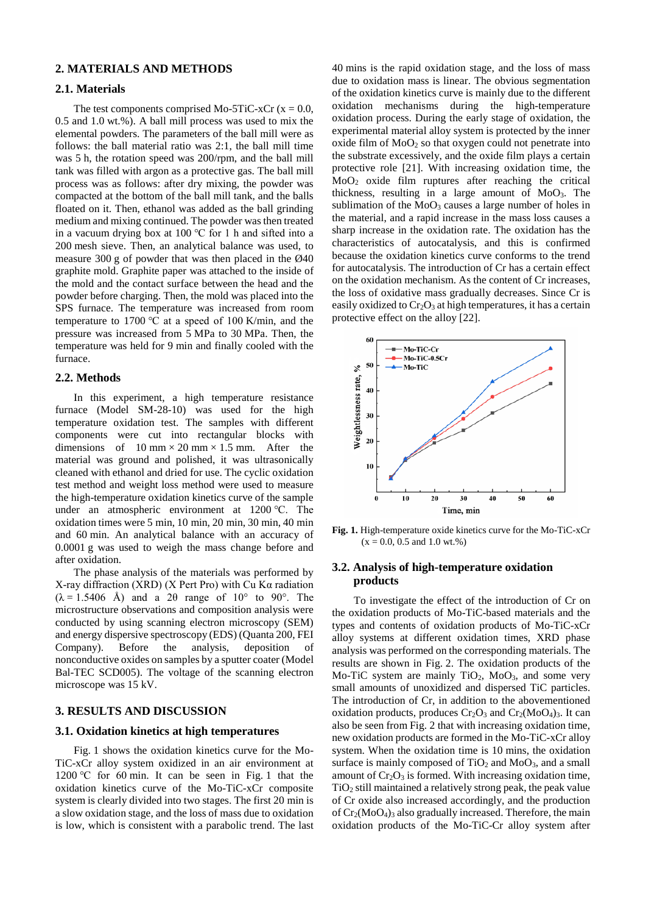## 2. MATERIALS AND METHODS

### 2.1. Materials

The test components comprised Mo-5TiC-xCr (x = 0.0, 0.5 and 1.0 wt.%). A ball mill process was used to mix the elemental powders. The parameters of the ball mill were as follows: the ball material ratio was 2:1, the ball mill time was 5 h, the rotation speed was 200/rpm, and the ball mill tank was filled with argon as a protective gas. The ball mill process was as follows: after dry mixing, the powder was compacted at the bottom of the ball mill tank, and the balls floated on it. Then, ethanol was added as the ball grinding medium and mixing continued. The powder was then treated in a vacuum drying box at 100 °C for 1 h and sifted into a 200 mesh sieve. Then, an analytical balance was used, to measure 300 g of powder that was then placed in the Ø40 graphite mold. Graphite paper was attached to the inside of the mold and the contact surface between the head and the powder before charging. Then, the mold was placed into the SPS furnace. The temperature was increased from room temperature to 1700 °C at a speed of 100 K/min, and the pressure was increased from 5 MPa to 30 MPa. Then, the temperature was held for 9 min and finally cooled with the furnace.

### 2.2. Methods

In this experiment, a high temperature resistance furnace (Model SM-28-10) was used for the high temperature oxidation test. The samples with different components were cut into rectangular blocks with dimensions of 10 mm × 20 mm × 1.5 mm. After the material was ground and polished, it was ultrasonically cleaned with ethanol and dried for use. The cyclic oxidation test method and weight loss method were used to measure the high-temperature oxidation kinetics curve of the sample under an atmospheric environment at 1200 °C. The oxidation times were 5 min, 10 min, 20 min, 30 min, 40 min and 60 min. An analytical balance with an accuracy of 0.0001 g was used to weigh the mass change before and after oxidation.

The phase analysis of the materials was performed by X-ray diffraction (XRD) (X Pert Pro) with Cu Kα radiation (λ = 1.5406 Å) and a 2θ range of 10° to 90°. The microstructure observations and composition analysis were conducted by using scanning electron microscopy (SEM) and energy dispersive spectroscopy (EDS) (Quanta 200, FEI Company). Before the analysis, deposition of nonconductive oxides on samples by a sputter coater (Model Bal-TEC SCD005). The voltage of the scanning electron microscope was 15 kV.

## 3. RESULTS AND DISCUSSION

### 3.1. Oxidation kinetics at high temperatures

Fig. 1 shows the oxidation kinetics curve for the Mo-TiC-xCr alloy system oxidized in an air environment at 1200 °C for 60 min. It can be seen in Fig. 1 that the oxidation kinetics curve of the Mo-TiC-xCr composite system is clearly divided into two stages. The first 20 min is a slow oxidation stage, and the loss of mass due to oxidation is low, which is consistent with a parabolic trend. The last 40 mins is the rapid oxidation stage, and the loss of mass due to oxidation mass is linear. The obvious segmentation of the oxidation kinetics curve is mainly due to the different oxidation mechanisms during the high-temperature oxidation process. During the early stage of oxidation, the experimental material alloy system is protected by the inner oxide film of $MoO_2$ so that oxygen could not penetrate into the substrate excessively, and the oxide film plays a certain protective role [21]. With increasing oxidation time, the $MoO_2$ oxide film ruptures after reaching the critical thickness, resulting in a large amount of $MoO_3$. The sublimation of the $MoO_3$ causes a large number of holes in the material, and a rapid increase in the mass loss causes a sharp increase in the oxidation rate. The oxidation has the characteristics of autocatalysis, and this is confirmed because the oxidation kinetics curve conforms to the trend for autocatalysis. The introduction of Cr has a certain effect on the oxidation mechanism. As the content of Cr increases, the loss of oxidative mass gradually decreases. Since Cr is easily oxidized to $Cr_2O_3$ at high temperatures, it has a certain protective effect on the alloy [22].

**Fig. 1.** High-temperature oxide kinetics curve for the Mo-TiC-xCr (x = 0.0, 0.5 and 1.0 wt.%)

### 3.2. Analysis of high-temperature oxidation products

To investigate the effect of the introduction of Cr on the oxidation products of Mo-TiC-based materials and the types and contents of oxidation products of Mo-TiC-xCr alloy systems at different oxidation times, XRD phase analysis was performed on the corresponding materials. The results are shown in Fig. 2. The oxidation products of the Mo-TiC system are mainly $TiO_2$, $MoO_3$, and some very small amounts of unoxidized and dispersed TiC particles. The introduction of Cr, in addition to the abovementioned oxidation products, produces $Cr_2O_3$ and $Cr_2(MoO_4)_3$. It can also be seen from Fig. 2 that with increasing oxidation time, new oxidation products are formed in the Mo-TiC-xCr alloy system. When the oxidation time is 10 mins, the oxidation surface is mainly composed of $TiO_2$ and $MoO_3$, and a small amount of $Cr_2O_3$ is formed. With increasing oxidation time, $TiO_2$ still maintained a relatively strong peak, the peak value of Cr oxide also increased accordingly, and the production of $Cr_2(MoO_4)_3$ also gradually increased. Therefore, the main oxidation products of the Mo-TiC-Cr alloy system after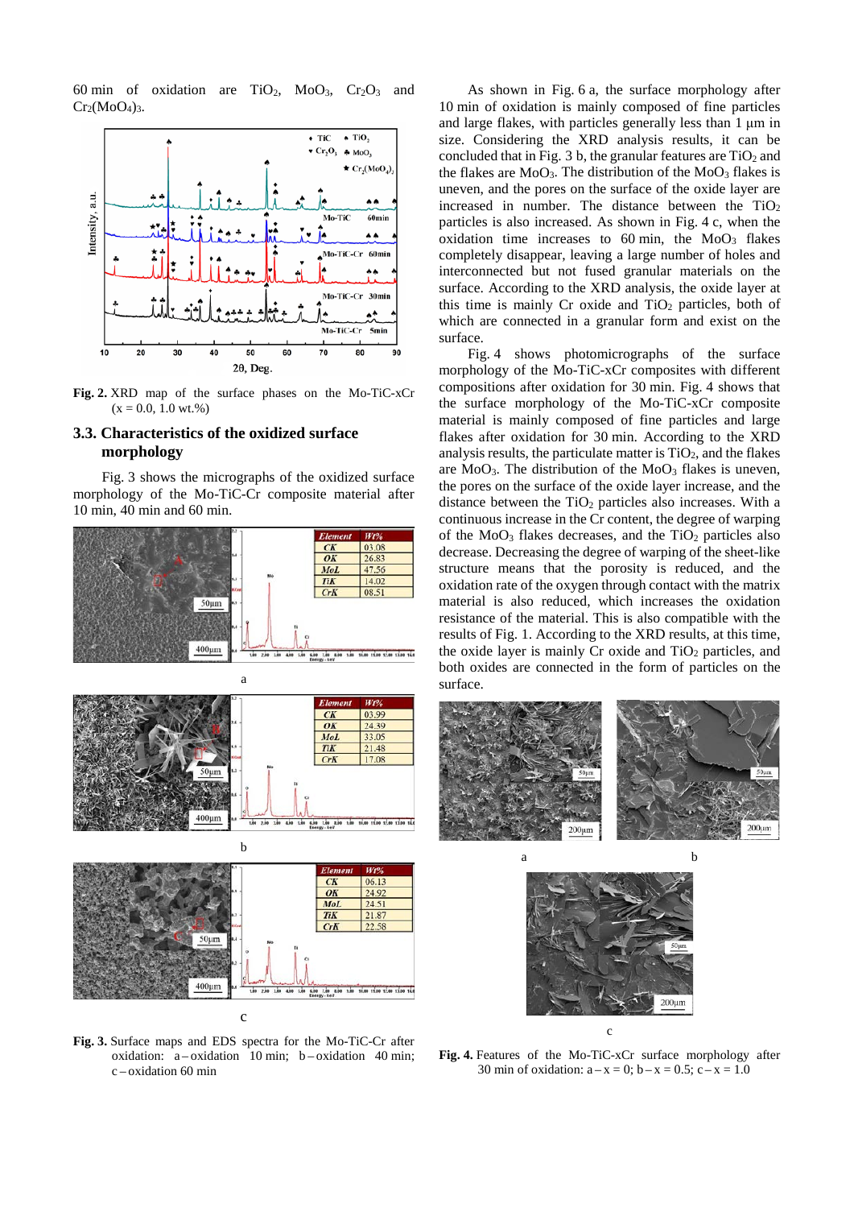60 min of oxidation are $TiO_2$, $MoO_3$, $Cr_2O_3$ and $Cr_2(MoO_4)_3$.

**Fig. 2.** XRD map of the surface phases on the Mo-TiC-xCr (x = 0.0, 1.0 wt.%)

### 3.3. Characteristics of the oxidized surface morphology

Fig. 3 shows the micrographs of the oxidized surface morphology of the Mo-TiC-Cr composite material after 10 min, 40 min and 60 min.

**Fig. 3.** Surface maps and EDS spectra for the Mo-TiC-Cr after oxidation: a – oxidation 10 min; b – oxidation 40 min; c – oxidation 60 min

As shown in Fig. 6 a, the surface morphology after 10 min of oxidation is mainly composed of fine particles and large flakes, with particles generally less than 1 μm in size. Considering the XRD analysis results, it can be concluded that in Fig. 3 b, the granular features are $TiO_2$ and the flakes are $MoO_3$. The distribution of the $MoO_3$ flakes is uneven, and the pores on the surface of the oxide layer are increased in number. The distance between the $TiO_2$ particles is also increased. As shown in Fig. 4 c, when the oxidation time increases to 60 min, the $MoO_3$ flakes completely disappear, leaving a large number of holes and interconnected but not fused granular materials on the surface. According to the XRD analysis, the oxide layer at this time is mainly Cr oxide and $TiO_2$ particles, both of which are connected in a granular form and exist on the surface.

Fig. 4 shows photomicrographs of the surface morphology of the Mo-TiC-xCr composites with different compositions after oxidation for 30 min. Fig. 4 shows that the surface morphology of the Mo-TiC-xCr composite material is mainly composed of fine particles and large flakes after oxidation for 30 min. According to the XRD analysis results, the particulate matter is $TiO_2$, and the flakes are $MoO_3$. The distribution of the $MoO_3$ flakes is uneven, the pores on the surface of the oxide layer increase, and the distance between the $TiO_2$ particles also increases. With a continuous increase in the Cr content, the degree of warping of the $MoO_3$ flakes decreases, and the $TiO_2$ particles also decrease. Decreasing the degree of warping of the sheet-like structure means that the porosity is reduced, and the oxidation rate of the oxygen through contact with the matrix material is also reduced, which increases the oxidation resistance of the material. This is also compatible with the results of Fig. 1. According to the XRD results, at this time, the oxide layer is mainly Cr oxide and $TiO_2$ particles, and both oxides are connected in the form of particles on the surface.

**Fig. 4.** Features of the Mo-TiC-xCr surface morphology after 30 min of oxidation: a – x = 0; b – x = 0.5; c – x = 1.0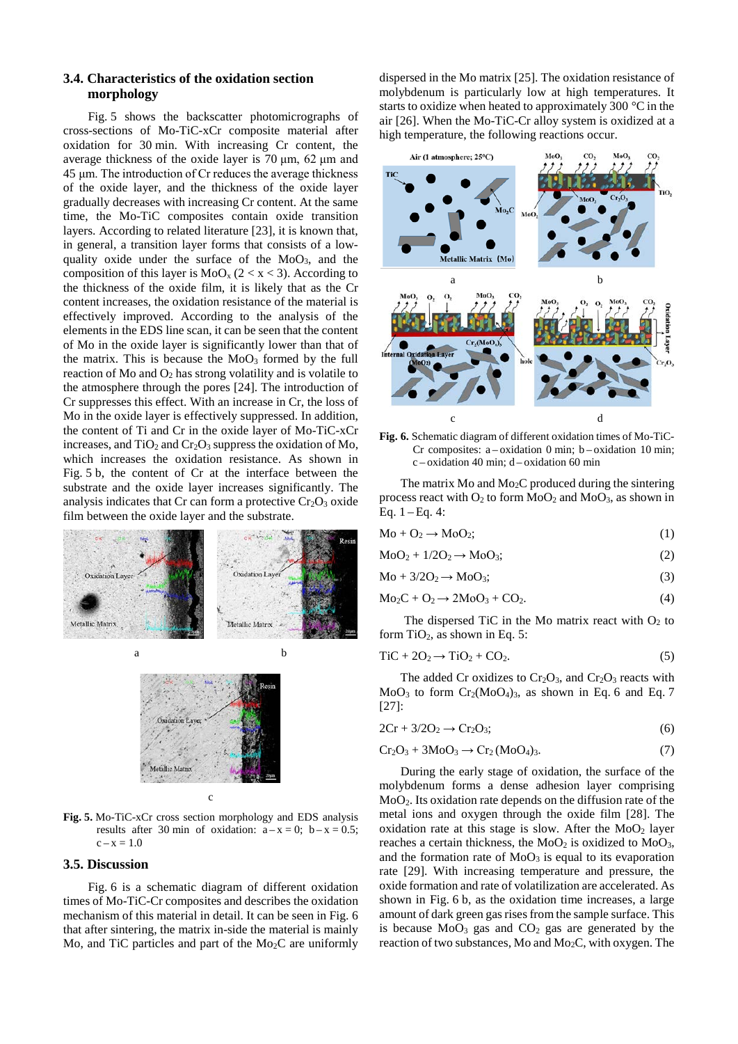### 3.4. Characteristics of the oxidation section morphology

Fig. 5 shows the backscatter photomicrographs of cross-sections of Mo-TiC-xCr composite material after oxidation for 30 min. With increasing Cr content, the average thickness of the oxide layer is 70 µm, 62 µm and 45 µm. The introduction of Cr reduces the average thickness of the oxide layer, and the thickness of the oxide layer gradually decreases with increasing Cr content. At the same time, the Mo-TiC composites contain oxide transition layers. According to related literature [23], it is known that, in general, a transition layer forms that consists of a low-quality oxide under the surface of the $MoO_3$, and the composition of this layer is $MoO_x$ ($2 < x < 3$). According to the thickness of the oxide film, it is likely that as the Cr content increases, the oxidation resistance of the material is effectively improved. According to the analysis of the elements in the EDS line scan, it can be seen that the content of Mo in the oxide layer is significantly lower than that of the matrix. This is because the $MoO_3$ formed by the full reaction of Mo and $O_2$ has strong volatility and is volatile to the atmosphere through the pores [24]. The introduction of Cr suppresses this effect. With an increase in Cr, the loss of Mo in the oxide layer is effectively suppressed. In addition, the content of Ti and Cr in the oxide layer of Mo-TiC-xCr increases, and $TiO_2$ and $Cr_2O_3$ suppress the oxidation of Mo, which increases the oxidation resistance. As shown in Fig. 5 b, the content of Cr at the interface between the substrate and the oxide layer increases significantly. The analysis indicates that Cr can form a protective $Cr_2O_3$ oxide film between the oxide layer and the substrate.

Fig. 5. Mo-TiC-xCr cross section morphology and EDS analysis results after 30 min of oxidation: a – x = 0; b – x = 0.5; c – x = 1.0

### 3.5. Discussion

Fig. 6 is a schematic diagram of different oxidation times of Mo-TiC-Cr composites and describes the oxidation mechanism of this material in detail. It can be seen in Fig. 6 that after sintering, the matrix in-side the material is mainly Mo, and TiC particles and part of the $Mo_2C$ are uniformly dispersed in the Mo matrix [25]. The oxidation resistance of molybdenum is particularly low at high temperatures. It starts to oxidize when heated to approximately 300 °C in the air [26]. When the Mo-TiC-Cr alloy system is oxidized at a high temperature, the following reactions occur.

Fig. 6. Schematic diagram of different oxidation times of Mo-TiC-Cr composites: a – oxidation 0 min; b – oxidation 10 min; c – oxidation 40 min; d – oxidation 60 min

The matrix Mo and $Mo_2C$ produced during the sintering process react with $O_2$ to form $MoO_2$ and $MoO_3$, as shown in Eq. 1 – Eq. 4:

$$Mo + O_2 \rightarrow MoO_2; \quad (1)$$

$$MoO_2 + 1/2O_2 \rightarrow MoO_3; \quad (2)$$

$$Mo + 3/2O_2 \rightarrow MoO_3; \quad (3)$$

$$Mo_2C + O_2 \rightarrow 2MoO_3 + CO_2. \quad (4)$$

The dispersed TiC in the Mo matrix react with $O_2$ to form $TiO_2$, as shown in Eq. 5:

$$TiC + 2O_2 \rightarrow TiO_2 + CO_2. \quad (5)$$

The added Cr oxidizes to $Cr_2O_3$, and $Cr_2O_3$ reacts with $MoO_3$ to form $Cr_2(MoO_4)_3$, as shown in Eq. 6 and Eq. 7 [27]:

$$2Cr + 3/2O_2 \rightarrow Cr_2O_3; \quad (6)$$

$$Cr_2O_3 + 3MoO_3 \rightarrow Cr_2(MoO_4)_3. \quad (7)$$

During the early stage of oxidation, the surface of the molybdenum forms a dense adhesion layer comprising $MoO_2$. Its oxidation rate depends on the diffusion rate of the metal ions and oxygen through the oxide film [28]. The oxidation rate at this stage is slow. After the $MoO_2$ layer reaches a certain thickness, the $MoO_2$ is oxidized to $MoO_3$, and the formation rate of $MoO_3$ is equal to its evaporation rate [29]. With increasing temperature and pressure, the oxide formation and rate of volatilization are accelerated. As shown in Fig. 6 b, as the oxidation time increases, a large amount of dark green gas rises from the sample surface. This is because $MoO_3$ gas and $CO_2$ gas are generated by the reaction of two substances, Mo and $Mo_2C$, with oxygen. The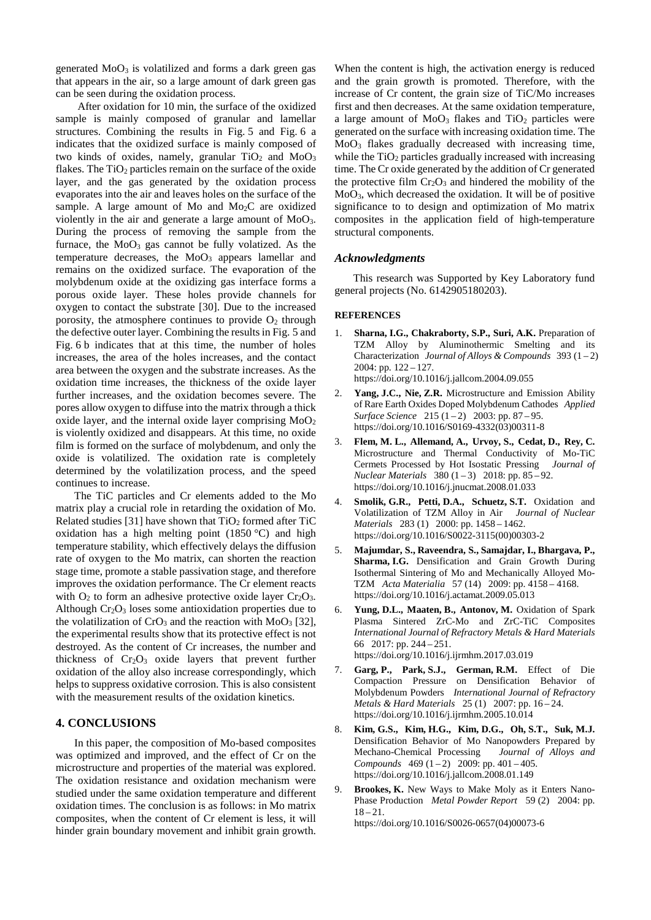generated $MoO_3$ is volatilized and forms a dark green gas that appears in the air, so a large amount of dark green gas can be seen during the oxidation process.

After oxidation for 10 min, the surface of the oxidized sample is mainly composed of granular and lamellar structures. Combining the results in Fig. 5 and Fig. 6 a indicates that the oxidized surface is mainly composed of two kinds of oxides, namely, granular $TiO_2$ and $MoO_3$ flakes. The $TiO_2$ particles remain on the surface of the oxide layer, and the gas generated by the oxidation process evaporates into the air and leaves holes on the surface of the sample. A large amount of Mo and $Mo_2C$ are oxidized violently in the air and generate a large amount of $MoO_3$. During the process of removing the sample from the furnace, the $MoO_3$ gas cannot be fully volatized. As the temperature decreases, the $MoO_3$ appears lamellar and remains on the oxidized surface. The evaporation of the molybdenum oxide at the oxidizing gas interface forms a porous oxide layer. These holes provide channels for oxygen to contact the substrate [30]. Due to the increased porosity, the atmosphere continues to provide $O_2$ through the defective outer layer. Combining the results in Fig. 5 and Fig. 6 b indicates that at this time, the number of holes increases, the area of the holes increases, and the contact area between the oxygen and the substrate increases. As the oxidation time increases, the thickness of the oxide layer further increases, and the oxidation becomes severe. The pores allow oxygen to diffuse into the matrix through a thick oxide layer, and the internal oxide layer comprising $MoO_2$ is violently oxidized and disappears. At this time, no oxide film is formed on the surface of molybdenum, and only the oxide is volatilized. The oxidation rate is completely determined by the volatilization process, and the speed continues to increase.

The TiC particles and Cr elements added to the Mo matrix play a crucial role in retarding the oxidation of Mo. Related studies [31] have shown that $TiO_2$ formed after TiC oxidation has a high melting point (1850 °C) and high temperature stability, which effectively delays the diffusion rate of oxygen to the Mo matrix, can shorten the reaction stage time, promote a stable passivation stage, and therefore improves the oxidation performance. The Cr element reacts with $O_2$ to form an adhesive protective oxide layer $Cr_2O_3$. Although $Cr_2O_3$ loses some antioxidation properties due to the volatilization of $CrO_3$ and the reaction with $MoO_3$ [32], the experimental results show that its protective effect is not destroyed. As the content of Cr increases, the number and thickness of $Cr_2O_3$ oxide layers that prevent further oxidation of the alloy also increase correspondingly, which helps to suppress oxidative corrosion. This is also consistent with the measurement results of the oxidation kinetics.

## 4. CONCLUSIONS

In this paper, the composition of Mo-based composites was optimized and improved, and the effect of Cr on the microstructure and properties of the material was explored. The oxidation resistance and oxidation mechanism were studied under the same oxidation temperature and different oxidation times. The conclusion is as follows: in Mo matrix composites, when the content of Cr element is less, it will hinder grain boundary movement and inhibit grain growth. When the content is high, the activation energy is reduced and the grain growth is promoted. Therefore, with the increase of Cr content, the grain size of TiC/Mo increases first and then decreases. At the same oxidation temperature, a large amount of $MoO_3$ flakes and $TiO_2$ particles were generated on the surface with increasing oxidation time. The $MoO_3$ flakes gradually decreased with increasing time, while the $TiO_2$ particles gradually increased with increasing time. The Cr oxide generated by the addition of Cr generated the protective film $Cr_2O_3$ and hindered the mobility of the $MoO_3$, which decreased the oxidation. It will be of positive significance to to design and optimization of Mo matrix composites in the application field of high-temperature structural components.

### *Acknowledgments*

This research was Supported by Key Laboratory fund general projects (No. 6142905180203).

#### REFERENCES

1. **Sharna, I.G., Chakraborty, S.P., Suri, A.K.** Preparation of TZM Alloy by Aluminothermic Smelting and its Characterization *Journal of Alloys & Compounds* 393 (1 – 2) 2004: pp. 122 – 127. https://doi.org/10.1016/j.jallcom.2004.09.055
2. **Yang, J.C., Nie, Z.R.** Microstructure and Emission Ability of Rare Earth Oxides Doped Molybdenum Cathodes *Applied Surface Science* 215 (1 – 2) 2003: pp. 87 – 95. https://doi.org/10.1016/S0169-4332(03)00311-8
3. **Flem, M. L., Allemand, A., Urvoy, S., Cedat, D., Rey, C.** Microstructure and Thermal Conductivity of Mo-TiC Cermets Processed by Hot Isostatic Pressing *Journal of Nuclear Materials* 380 (1 – 3) 2018: pp. 85 – 92. https://doi.org/10.1016/j.jnucmat.2008.01.033
4. **Smolik, G.R., Petti, D.A., Schuetz, S.T.** Oxidation and Volatilization of TZM Alloy in Air *Journal of Nuclear Materials* 283 (1) 2000: pp. 1458 – 1462. https://doi.org/10.1016/S0022-3115(00)00303-2
5. **Majumdar, S., Raveendra, S., Samajdar, I., Bhargava, P., Sharma, I.G.** Densification and Grain Growth During Isothermal Sintering of Mo and Mechanically Alloyed Mo-TZM *Acta Materialia* 57 (14) 2009: pp. 4158 – 4168. https://doi.org/10.1016/j.actamat.2009.05.013
6. **Yung, D.L., Maaten, B., Antonov, M.** Oxidation of Spark Plasma Sintered ZrC-Mo and ZrC-TiC Composites *International Journal of Refractory Metals & Hard Materials* 66 2017: pp. 244 – 251. https://doi.org/10.1016/j.ijrmhm.2017.03.019
7. **Garg, P., Park, S.J., German, R.M.** Effect of Die Compaction Pressure on Densification Behavior of Molybdenum Powders *International Journal of Refractory Metals & Hard Materials* 25 (1) 2007: pp. 16 – 24. https://doi.org/10.1016/j.ijrmhm.2005.10.014
8. **Kim, G.S., Kim, H.G., Kim, D.G., Oh, S.T., Suk, M.J.** Densification Behavior of Mo Nanopowders Prepared by Mechano-Chemical Processing *Journal of Alloys and Compounds* 469 (1 – 2) 2009: pp. 401 – 405. https://doi.org/10.1016/j.jallcom.2008.01.149
9. **Brookes, K.** New Ways to Make Moly as it Enters Nano-Phase Production *Metal Powder Report* 59 (2) 2004: pp. 18 – 21. https://doi.org/10.1016/S0026-0657(04)00073-6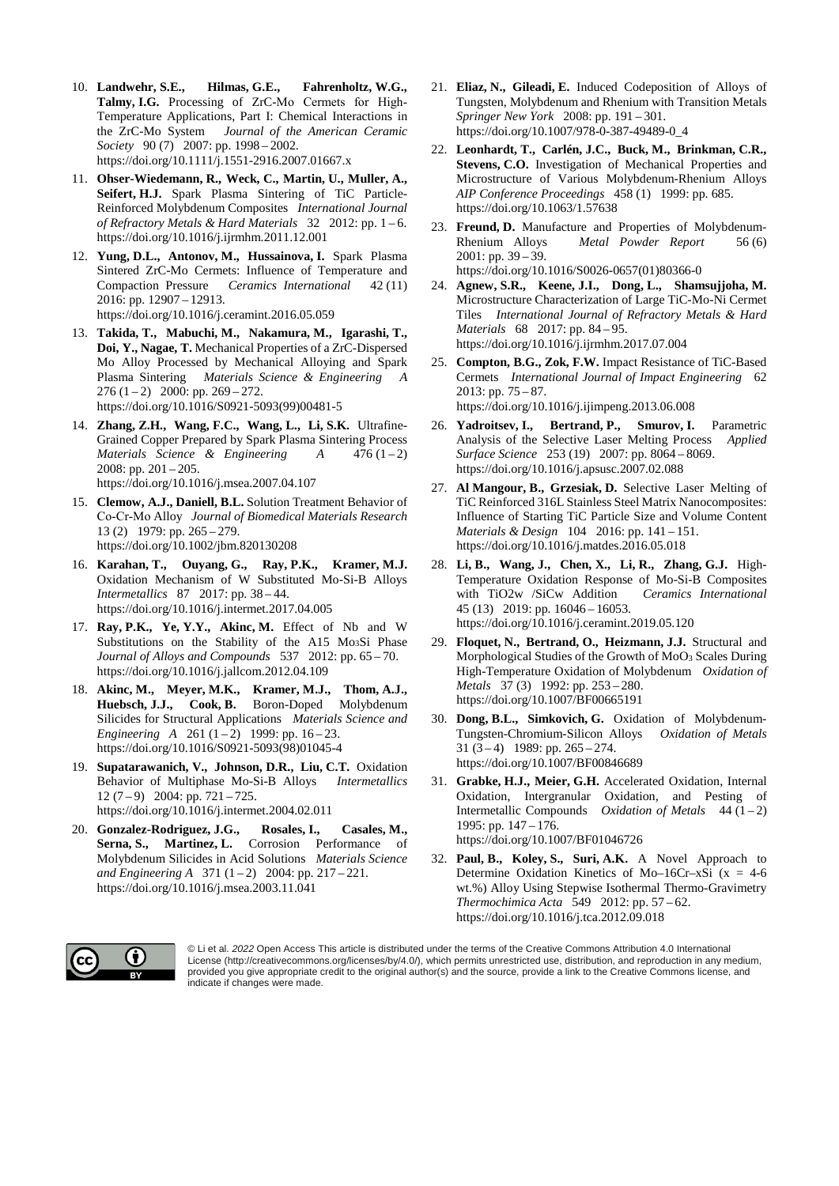10. **Landwehr, S.E., Hilmas, G.E., Fahrenholtz, W.G., Talmy, I.G.** Processing of ZrC-Mo Cermets for High-Temperature Applications, Part I: Chemical Interactions in the ZrC-Mo System *Journal of the American Ceramic Society* 90 (7) 2007: pp. 1998 – 2002. https://doi.org/10.1111/j.1551-2916.2007.01667.x

11. **Ohser-Wiedemann, R., Weck, C., Martin, U., Muller, A., Seifert, H.J.** Spark Plasma Sintering of TiC Particle-Reinforced Molybdenum Composites *International Journal of Refractory Metals & Hard Materials* 32 2012: pp. 1 – 6. https://doi.org/10.1016/j.ijrmhm.2011.12.001

12. **Yung, D.L., Antonov, M., Hussainova, I.** Spark Plasma Sintered ZrC-Mo Cermets: Influence of Temperature and Compaction Pressure *Ceramics International* 42 (11) 2016: pp. 12907 – 12913. https://doi.org/10.1016/j.ceramint.2016.05.059

13. **Takida, T., Mabuchi, M., Nakamura, M., Igarashi, T., Doi, Y., Nagae, T.** Mechanical Properties of a ZrC-Dispersed Mo Alloy Processed by Mechanical Alloying and Spark Plasma Sintering *Materials Science & Engineering A* 276 (1 – 2) 2000: pp. 269 – 272. https://doi.org/10.1016/S0921-5093(99)00481-5

14. **Zhang, Z.H., Wang, F.C., Wang, L., Li, S.K.** Ultrafine-Grained Copper Prepared by Spark Plasma Sintering Process *Materials Science & Engineering A* 476 (1 – 2) 2008: pp. 201 – 205. https://doi.org/10.1016/j.msea.2007.04.107

15. **Clemow, A.J., Daniell, B.L.** Solution Treatment Behavior of Co-Cr-Mo Alloy *Journal of Biomedical Materials Research* 13 (2) 1979: pp. 265 – 279. https://doi.org/10.1002/jbm.820130208

16. **Karahan, T., Ouyang, G., Ray, P.K., Kramer, M.J.** Oxidation Mechanism of W Substituted Mo-Si-B Alloys *Intermetallics* 87 2017: pp. 38 – 44. https://doi.org/10.1016/j.intermet.2017.04.005

17. **Ray, P.K., Ye, Y.Y., Akinc, M.** Effect of Nb and W Substitutions on the Stability of the A15 $Mo_3Si$ Phase *Journal of Alloys and Compounds* 537 2012: pp. 65 – 70. https://doi.org/10.1016/j.jallcom.2012.04.109

18. **Akinc, M., Meyer, M.K., Kramer, M.J., Thom, A.J., Huebsch, J.J., Cook, B.** Boron-Doped Molybdenum Silicides for Structural Applications *Materials Science and Engineering A* 261 (1 – 2) 1999: pp. 16 – 23. https://doi.org/10.1016/S0921-5093(98)01045-4

19. **Supatarawanich, V., Johnson, D.R., Liu, C.T.** Oxidation Behavior of Multiphase Mo-Si-B Alloys *Intermetallics* 12 (7 – 9) 2004: pp. 721 – 725. https://doi.org/10.1016/j.intermet.2004.02.011

20. **Gonzalez-Rodriguez, J.G., Rosales, I., Casales, M., Serna, S., Martinez, L.** Corrosion Performance of Molybdenum Silicides in Acid Solutions *Materials Science and Engineering A* 371 (1 – 2) 2004: pp. 217 – 221. https://doi.org/10.1016/j.msea.2003.11.041

21. **Eliaz, N., Gileadi, E.** Induced Codeposition of Alloys of Tungsten, Molybdenum and Rhenium with Transition Metals *Springer New York* 2008: pp. 191 – 301. https://doi.org/10.1007/978-0-387-49489-0_4

22. **Leonhardt, T., Carlén, J.C., Buck, M., Brinkman, C.R., Stevens, C.O.** Investigation of Mechanical Properties and Microstructure of Various Molybdenum-Rhenium Alloys *AIP Conference Proceedings* 458 (1) 1999: pp. 685. https://doi.org/10.1063/1.57638

23. **Freund, D.** Manufacture and Properties of Molybdenum-Rhenium Alloys *Metal Powder Report* 56 (6) 2001: pp. 39 – 39. https://doi.org/10.1016/S0026-0657(01)80366-0

24. **Agnew, S.R., Keene, J.I., Dong, L., Shamsujjoha, M.** Microstructure Characterization of Large TiC-Mo-Ni Cermet Tiles *International Journal of Refractory Metals & Hard Materials* 68 2017: pp. 84 – 95. https://doi.org/10.1016/j.ijrmhm.2017.07.004

25. **Compton, B.G., Zok, F.W.** Impact Resistance of TiC-Based Cermets *International Journal of Impact Engineering* 62 2013: pp. 75 – 87. https://doi.org/10.1016/j.ijimpeng.2013.06.008

26. **Yadroitsev, I., Bertrand, P., Smurov, I.** Parametric Analysis of the Selective Laser Melting Process *Applied Surface Science* 253 (19) 2007: pp. 8064 – 8069. https://doi.org/10.1016/j.apsusc.2007.02.088

27. **Al Mangour, B., Grzesiak, D.** Selective Laser Melting of TiC Reinforced 316L Stainless Steel Matrix Nanocomposites: Influence of Starting TiC Particle Size and Volume Content *Materials & Design* 104 2016: pp. 141 – 151. https://doi.org/10.1016/j.matdes.2016.05.018

28. **Li, B., Wang, J., Chen, X., Li, R., Zhang, G.J.** High-Temperature Oxidation Response of Mo-Si-B Composites with TiO2w /SiCw Addition *Ceramics International* 45 (13) 2019: pp. 16046 – 16053. https://doi.org/10.1016/j.ceramint.2019.05.120

29. **Floquet, N., Bertrand, O., Heizmann, J.J.** Structural and Morphological Studies of the Growth of $MoO_3$ Scales During High-Temperature Oxidation of Molybdenum *Oxidation of Metals* 37 (3) 1992: pp. 253 – 280. https://doi.org/10.1007/BF00665191

30. **Dong, B.L., Simkovich, G.** Oxidation of Molybdenum-Tungsten-Chromium-Silicon Alloys *Oxidation of Metals* 31 (3 – 4) 1989: pp. 265 – 274. https://doi.org/10.1007/BF00846689

31. **Grabke, H.J., Meier, G.H.** Accelerated Oxidation, Internal Oxidation, Intergranular Oxidation, and Pesting of Intermetallic Compounds *Oxidation of Metals* 44 (1 – 2) 1995: pp. 147 – 176. https://doi.org/10.1007/BF01046726

32. **Paul, B., Koley, S., Suri, A.K.** A Novel Approach to Determine Oxidation Kinetics of Mo–16Cr–xSi (x = 4-6 wt.%) Alloy Using Stepwise Isothermal Thermo-Gravimetry *Thermochimica Acta* 549 2012: pp. 57 – 62. https://doi.org/10.1016/j.tca.2012.09.018

© Li et al. *2022* Open Access This article is distributed under the terms of the Creative Commons Attribution 4.0 International License (http://creativecommons.org/licenses/by/4.0/), which permits unrestricted use, distribution, and reproduction in any medium, provided you give appropriate credit to the original author(s) and the source, provide a link to the Creative Commons license, and indicate if changes were made.